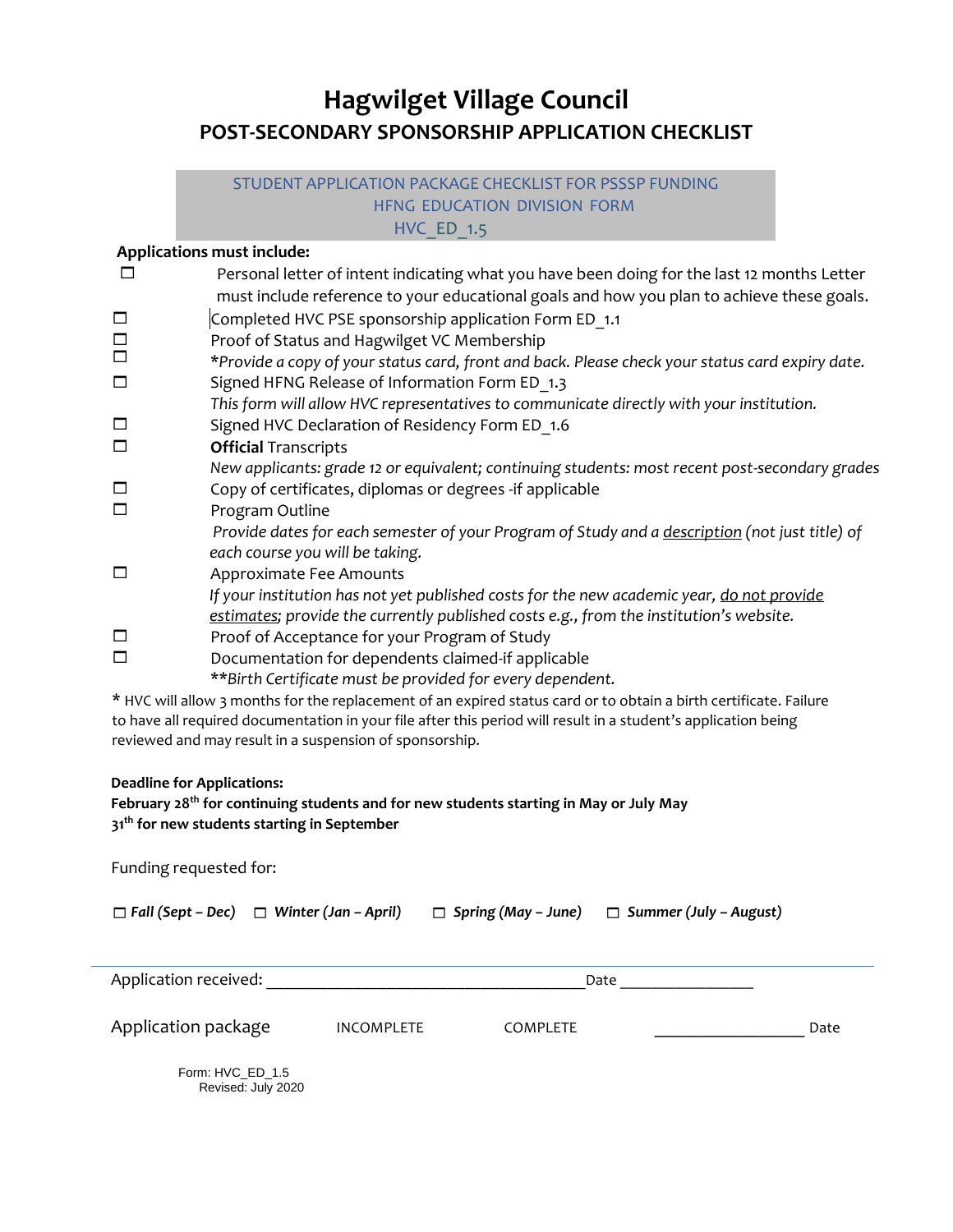# Hagwilget Village Council

## POST-SECONDARY SPONSORSHIP APPLICATION CHECKLIST

STUDENT APPLICATION PACKAGE CHECKLIST FOR PSSSP FUNDING
HFNG EDUCATION DIVISION FORM
HVC_ED_1.5

**Applications must include:**

- ☐ Personal letter of intent indicating what you have been doing for the last 12 months Letter must include reference to your educational goals and how you plan to achieve these goals.
- ☐ Completed HVC PSE sponsorship application Form ED_1.1
- ☐ Proof of Status and Hagwilget VC Membership
- ☐ **Provide a copy of your status card, front and back. Please check your status card expiry date.*
- ☐ Signed HFNG Release of Information Form ED_1.3
  *This form will allow HVC representatives to communicate directly with your institution.*
- ☐ Signed HVC Declaration of Residency Form ED_1.6
- ☐ **Official** Transcripts
  *New applicants: grade 12 or equivalent; continuing students: most recent post-secondary grades*
- ☐ Copy of certificates, diplomas or degrees -if applicable
- ☐ Program Outline
  *Provide dates for each semester of your Program of Study and a <u>description</u> (not just title) of each course you will be taking.*
- ☐ Approximate Fee Amounts
  *If your institution has not yet published costs for the new academic year, <u>do not provide estimates</u>; provide the currently published costs e.g., from the institution's website.*
- ☐ Proof of Acceptance for your Program of Study
- ☐ Documentation for dependents claimed-if applicable
  ***Birth Certificate must be provided for every dependent.*

\* HVC will allow 3 months for the replacement of an expired status card or to obtain a birth certificate. Failure to have all required documentation in your file after this period will result in a student's application being reviewed and may result in a suspension of sponsorship.

**Deadline for Applications:**
**February 28th for continuing students and for new students starting in May or July May 31th for new students starting in September**

Funding requested for:

☐ ***Fall (Sept – Dec)*** ☐ ***Winter (Jan – April)*** ☐ ***Spring (May – June)*** ☐ ***Summer (July – August)***

---

Application received: ______________________________________ Date ________________

Application package INCOMPLETE COMPLETE __________________ Date

Form: HVC_ED_1.5
Revised: July 2020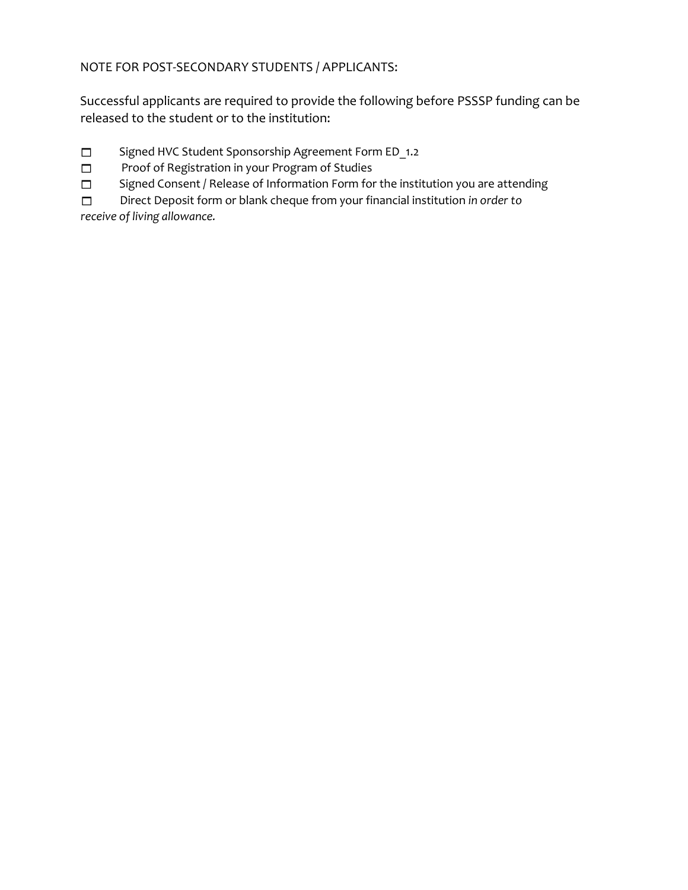NOTE FOR POST-SECONDARY STUDENTS / APPLICANTS:

Successful applicants are required to provide the following before PSSSP funding can be released to the student or to the institution:

- [ ] Signed HVC Student Sponsorship Agreement Form ED_1.2
- [ ] Proof of Registration in your Program of Studies
- [ ] Signed Consent / Release of Information Form for the institution you are attending
- [ ] Direct Deposit form or blank cheque from your financial institution *in order to receive of living allowance.*